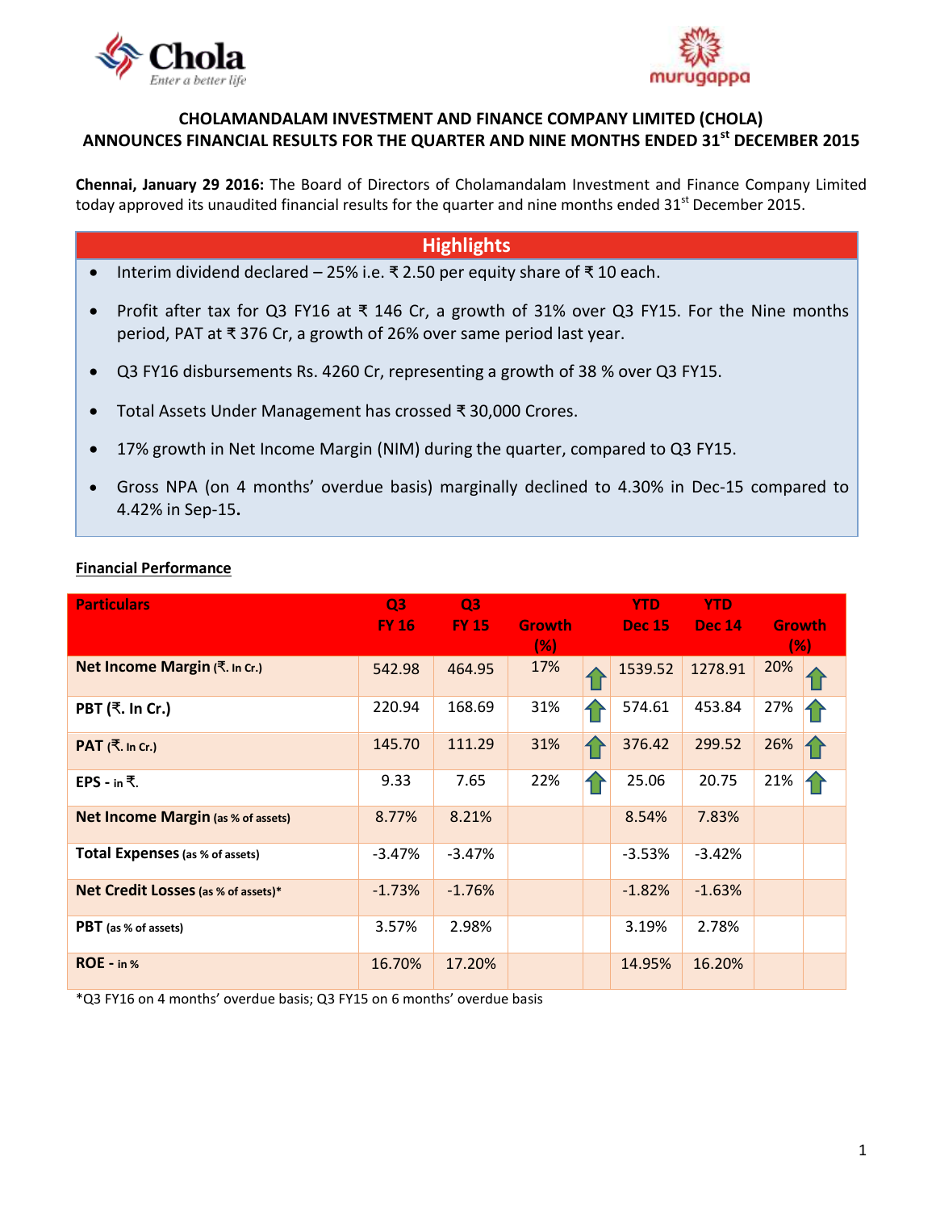# CHOLAMANDALAM INVESTMENT AND FINANCE COMPANY LIMITED (CHOLA) ANNOUNCES FINANCIAL RESULTS FOR THE QUARTER AND NINE MONTHS ENDED 31st DECEMBER 2015

**Chennai, January 29 2016:** The Board of Directors of Cholamandalam Investment and Finance Company Limited today approved its unaudited financial results for the quarter and nine months ended 31st December 2015.

## Highlights

- Interim dividend declared – 25% i.e. ₹ 2.50 per equity share of ₹ 10 each.
- Profit after tax for Q3 FY16 at ₹ 146 Cr, a growth of 31% over Q3 FY15. For the Nine months period, PAT at ₹ 376 Cr, a growth of 26% over same period last year.
- Q3 FY16 disbursements Rs. 4260 Cr, representing a growth of 38 % over Q3 FY15.
- Total Assets Under Management has crossed ₹ 30,000 Crores.
- 17% growth in Net Income Margin (NIM) during the quarter, compared to Q3 FY15.
- Gross NPA (on 4 months' overdue basis) marginally declined to 4.30% in Dec-15 compared to 4.42% in Sep-15.

**Financial Performance**

| Particulars | Q3 FY 16 | Q3 FY 15 | Growth (%) | | YTD Dec 15 | YTD Dec 14 | Growth (%) | |
|---|---|---|---|---|---|---|---|---|
| **Net Income Margin** (₹. In Cr.) | 542.98 | 464.95 | 17% | ↑ | 1539.52 | 1278.91 | 20% | ↑ |
| **PBT** (₹. In Cr.) | 220.94 | 168.69 | 31% | ↑ | 574.61 | 453.84 | 27% | ↑ |
| **PAT** (₹. In Cr.) | 145.70 | 111.29 | 31% | ↑ | 376.42 | 299.52 | 26% | ↑ |
| **EPS** - in ₹. | 9.33 | 7.65 | 22% | ↑ | 25.06 | 20.75 | 21% | ↑ |
| **Net Income Margin** (as % of assets) | 8.77% | 8.21% | | | 8.54% | 7.83% | | |
| **Total Expenses** (as % of assets) | -3.47% | -3.47% | | | -3.53% | -3.42% | | |
| **Net Credit Losses** (as % of assets)* | -1.73% | -1.76% | | | -1.82% | -1.63% | | |
| **PBT** (as % of assets) | 3.57% | 2.98% | | | 3.19% | 2.78% | | |
| **ROE** - in % | 16.70% | 17.20% | | | 14.95% | 16.20% | | |

*Q3 FY16 on 4 months' overdue basis; Q3 FY15 on 6 months' overdue basis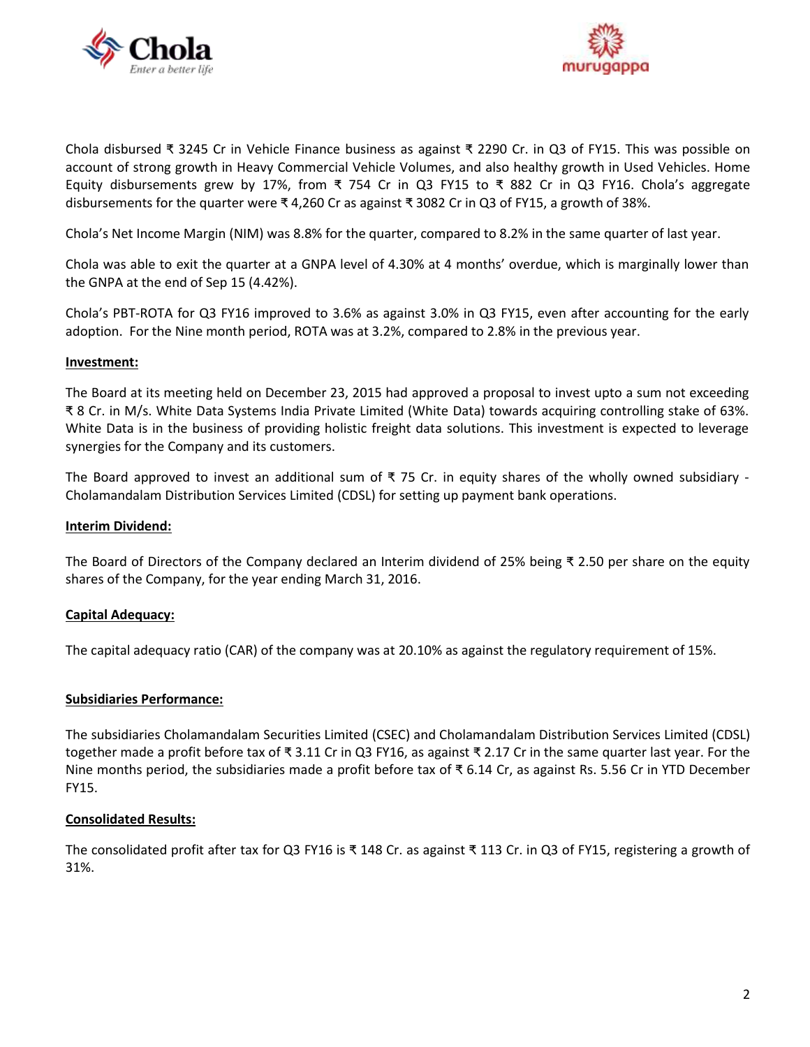Chola disbursed ₹ 3245 Cr in Vehicle Finance business as against ₹ 2290 Cr. in Q3 of FY15. This was possible on account of strong growth in Heavy Commercial Vehicle Volumes, and also healthy growth in Used Vehicles. Home Equity disbursements grew by 17%, from ₹ 754 Cr in Q3 FY15 to ₹ 882 Cr in Q3 FY16. Chola's aggregate disbursements for the quarter were ₹ 4,260 Cr as against ₹ 3082 Cr in Q3 of FY15, a growth of 38%.

Chola's Net Income Margin (NIM) was 8.8% for the quarter, compared to 8.2% in the same quarter of last year.

Chola was able to exit the quarter at a GNPA level of 4.30% at 4 months' overdue, which is marginally lower than the GNPA at the end of Sep 15 (4.42%).

Chola's PBT-ROTA for Q3 FY16 improved to 3.6% as against 3.0% in Q3 FY15, even after accounting for the early adoption. For the Nine month period, ROTA was at 3.2%, compared to 2.8% in the previous year.

**Investment:**

The Board at its meeting held on December 23, 2015 had approved a proposal to invest upto a sum not exceeding ₹ 8 Cr. in M/s. White Data Systems India Private Limited (White Data) towards acquiring controlling stake of 63%. White Data is in the business of providing holistic freight data solutions. This investment is expected to leverage synergies for the Company and its customers.

The Board approved to invest an additional sum of ₹ 75 Cr. in equity shares of the wholly owned subsidiary - Cholamandalam Distribution Services Limited (CDSL) for setting up payment bank operations.

**Interim Dividend:**

The Board of Directors of the Company declared an Interim dividend of 25% being ₹ 2.50 per share on the equity shares of the Company, for the year ending March 31, 2016.

**Capital Adequacy:**

The capital adequacy ratio (CAR) of the company was at 20.10% as against the regulatory requirement of 15%.

**Subsidiaries Performance:**

The subsidiaries Cholamandalam Securities Limited (CSEC) and Cholamandalam Distribution Services Limited (CDSL) together made a profit before tax of ₹ 3.11 Cr in Q3 FY16, as against ₹ 2.17 Cr in the same quarter last year. For the Nine months period, the subsidiaries made a profit before tax of ₹ 6.14 Cr, as against Rs. 5.56 Cr in YTD December FY15.

**Consolidated Results:**

The consolidated profit after tax for Q3 FY16 is ₹ 148 Cr. as against ₹ 113 Cr. in Q3 of FY15, registering a growth of 31%.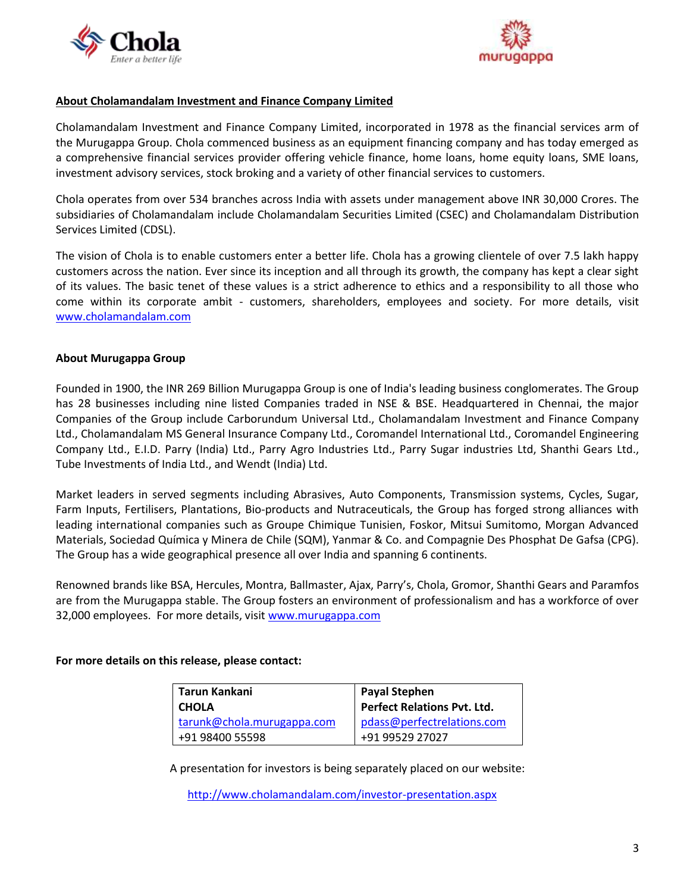## About Cholamandalam Investment and Finance Company Limited

Cholamandalam Investment and Finance Company Limited, incorporated in 1978 as the financial services arm of the Murugappa Group. Chola commenced business as an equipment financing company and has today emerged as a comprehensive financial services provider offering vehicle finance, home loans, home equity loans, SME loans, investment advisory services, stock broking and a variety of other financial services to customers.

Chola operates from over 534 branches across India with assets under management above INR 30,000 Crores. The subsidiaries of Cholamandalam include Cholamandalam Securities Limited (CSEC) and Cholamandalam Distribution Services Limited (CDSL).

The vision of Chola is to enable customers enter a better life. Chola has a growing clientele of over 7.5 lakh happy customers across the nation. Ever since its inception and all through its growth, the company has kept a clear sight of its values. The basic tenet of these values is a strict adherence to ethics and a responsibility to all those who come within its corporate ambit - customers, shareholders, employees and society. For more details, visit www.cholamandalam.com

## About Murugappa Group

Founded in 1900, the INR 269 Billion Murugappa Group is one of India's leading business conglomerates. The Group has 28 businesses including nine listed Companies traded in NSE & BSE. Headquartered in Chennai, the major Companies of the Group include Carborundum Universal Ltd., Cholamandalam Investment and Finance Company Ltd., Cholamandalam MS General Insurance Company Ltd., Coromandel International Ltd., Coromandel Engineering Company Ltd., E.I.D. Parry (India) Ltd., Parry Agro Industries Ltd., Parry Sugar industries Ltd, Shanthi Gears Ltd., Tube Investments of India Ltd., and Wendt (India) Ltd.

Market leaders in served segments including Abrasives, Auto Components, Transmission systems, Cycles, Sugar, Farm Inputs, Fertilisers, Plantations, Bio-products and Nutraceuticals, the Group has forged strong alliances with leading international companies such as Groupe Chimique Tunisien, Foskor, Mitsui Sumitomo, Morgan Advanced Materials, Sociedad Química y Minera de Chile (SQM), Yanmar & Co. and Compagnie Des Phosphat De Gafsa (CPG). The Group has a wide geographical presence all over India and spanning 6 continents.

Renowned brands like BSA, Hercules, Montra, Ballmaster, Ajax, Parry's, Chola, Gromor, Shanthi Gears and Paramfos are from the Murugappa stable. The Group fosters an environment of professionalism and has a workforce of over 32,000 employees. For more details, visit www.murugappa.com

**For more details on this release, please contact:**

| | |
|---|---|
| **Tarun Kankani**<br>**CHOLA**<br>tarunk@chola.murugappa.com<br>+91 98400 55598 | **Payal Stephen**<br>**Perfect Relations Pvt. Ltd.**<br>pdass@perfectrelations.com<br>+91 99529 27027 |

A presentation for investors is being separately placed on our website:

http://www.cholamandalam.com/investor-presentation.aspx